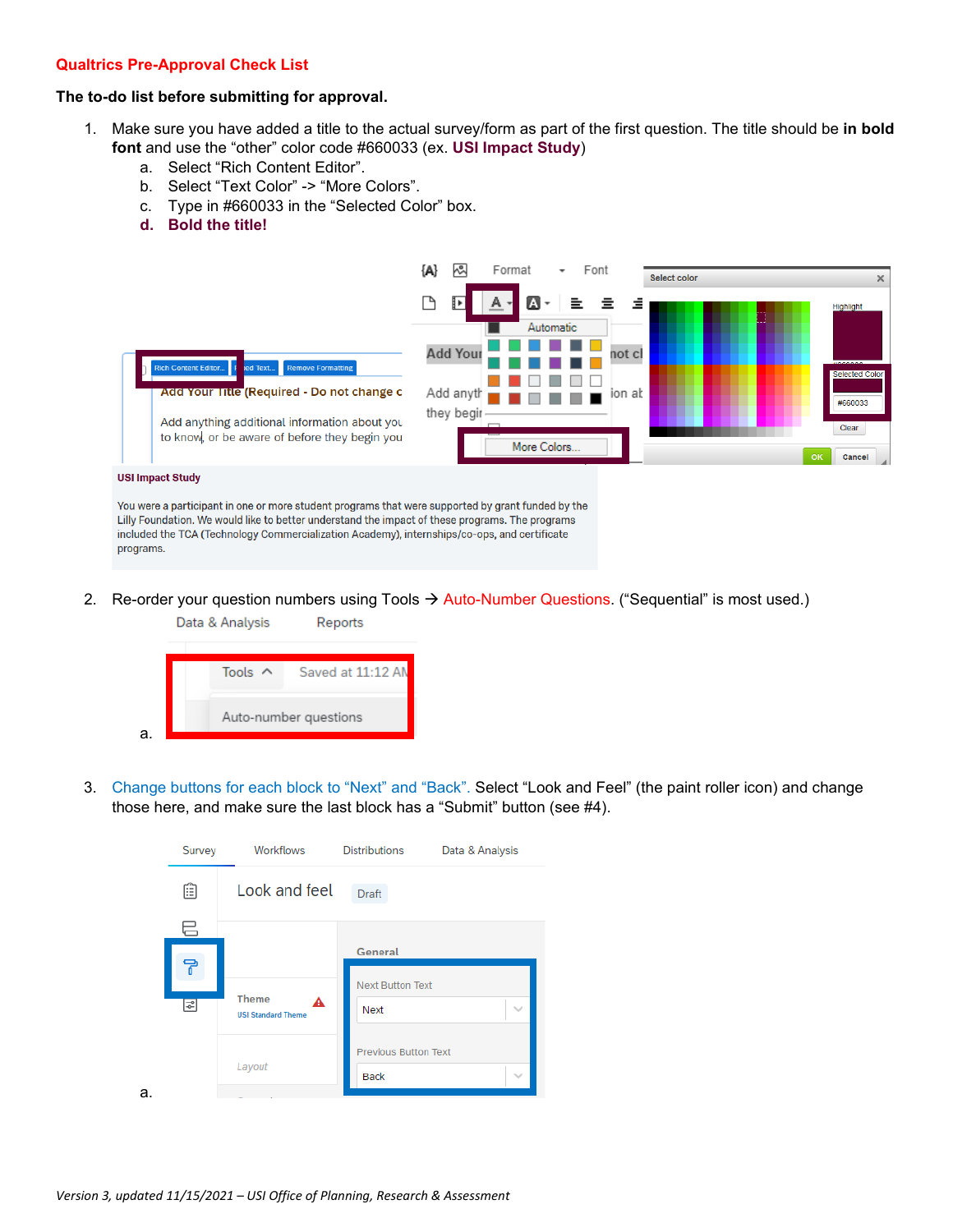# Qualtrics Pre-Approval Check List

**The to-do list before submitting for approval.**

1. Make sure you have added a title to the actual survey/form as part of the first question. The title should be **in bold font** and use the “other” color code #660033 (ex. **USI Impact Study**)
   a. Select “Rich Content Editor”.
   b. Select “Text Color” -> “More Colors”.
   c. Type in #660033 in the “Selected Color” box.
   d. **Bold the title!**

2. Re-order your question numbers using Tools → Auto-Number Questions. (“Sequential” is most used.)
   a.

3. Change buttons for each block to “Next” and “Back”. Select “Look and Feel” (the paint roller icon) and change those here, and make sure the last block has a “Submit” button (see #4).
   a.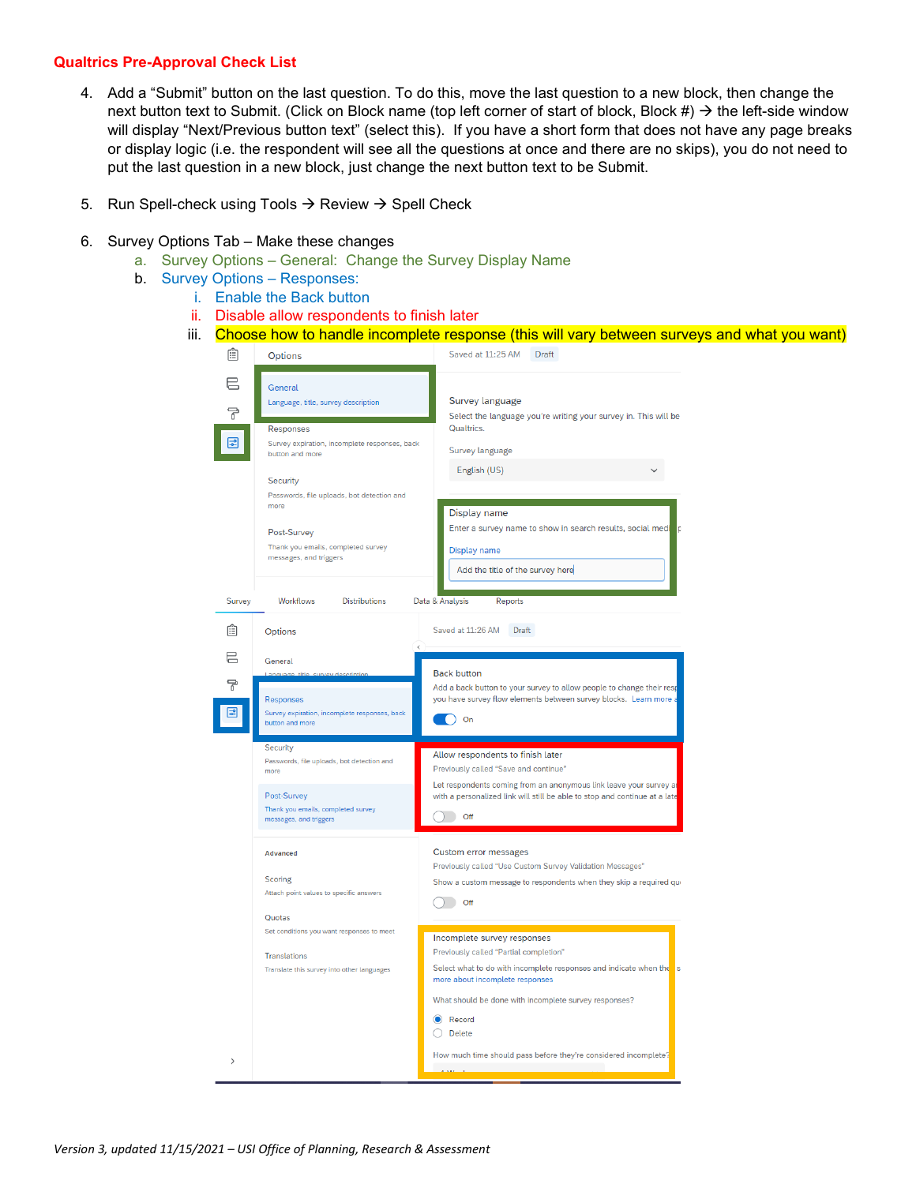**Qualtrics Pre-Approval Check List**

4. Add a "Submit" button on the last question. To do this, move the last question to a new block, then change the next button text to Submit. (Click on Block name (top left corner of start of block, Block #) → the left-side window will display "Next/Previous button text" (select this). If you have a short form that does not have any page breaks or display logic (i.e. the respondent will see all the questions at once and there are no skips), you do not need to put the last question in a new block, just change the next button text to be Submit.

5. Run Spell-check using Tools → Review → Spell Check

6. Survey Options Tab – Make these changes
   a. Survey Options – General: Change the Survey Display Name
   b. Survey Options – Responses:
      i. Enable the Back button
      ii. Disable allow respondents to finish later
      iii. Choose how to handle incomplete response (this will vary between surveys and what you want)

*Version 3, updated 11/15/2021 – USI Office of Planning, Research & Assessment*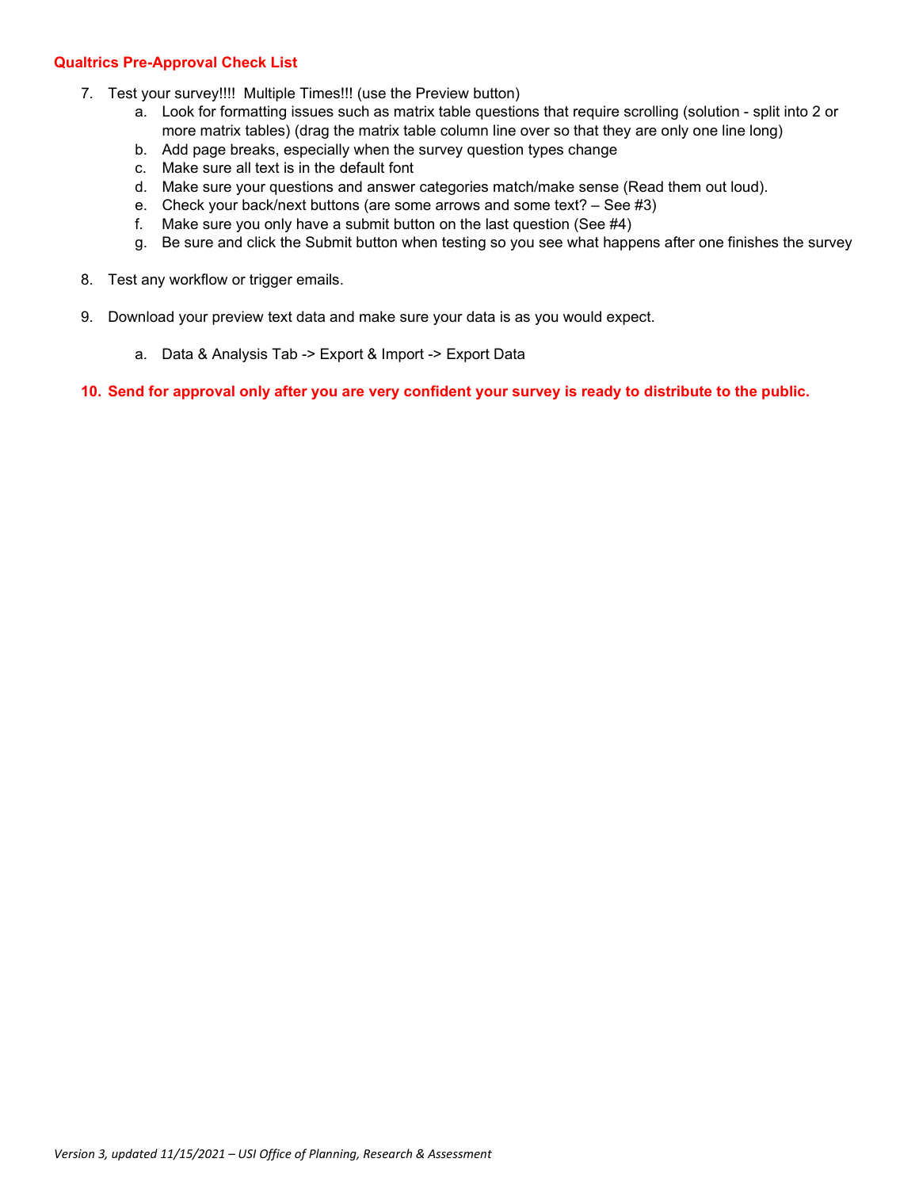**Qualtrics Pre-Approval Check List**

7. Test your survey!!!! Multiple Times!!! (use the Preview button)
    a. Look for formatting issues such as matrix table questions that require scrolling (solution - split into 2 or more matrix tables) (drag the matrix table column line over so that they are only one line long)
    b. Add page breaks, especially when the survey question types change
    c. Make sure all text is in the default font
    d. Make sure your questions and answer categories match/make sense (Read them out loud).
    e. Check your back/next buttons (are some arrows and some text? – See #3)
    f. Make sure you only have a submit button on the last question (See #4)
    g. Be sure and click the Submit button when testing so you see what happens after one finishes the survey

8. Test any workflow or trigger emails.

9. Download your preview text data and make sure your data is as you would expect.

    a. Data & Analysis Tab -> Export & Import -> Export Data

**10. Send for approval only after you are very confident your survey is ready to distribute to the public.**

*Version 3, updated 11/15/2021 – USI Office of Planning, Research & Assessment*